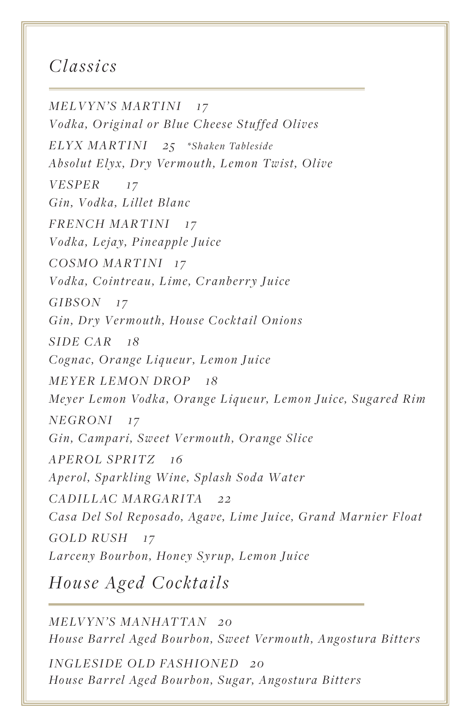## *Classics*

*MELVYN'S MARTINI 17*
*Vodka, Original or Blue Cheese Stuffed Olives*

*ELYX MARTINI 25* *\*Shaken Tableside*
*Absolut Elyx, Dry Vermouth, Lemon Twist, Olive*

*VESPER 17*
*Gin, Vodka, Lillet Blanc*

*FRENCH MARTINI 17*
*Vodka, Lejay, Pineapple Juice*

*COSMO MARTINI 17*
*Vodka, Cointreau, Lime, Cranberry Juice*

*GIBSON 17*
*Gin, Dry Vermouth, House Cocktail Onions*

*SIDE CAR 18*
*Cognac, Orange Liqueur, Lemon Juice*

*MEYER LEMON DROP 18*
*Meyer Lemon Vodka, Orange Liqueur, Lemon Juice, Sugared Rim*

*NEGRONI 17*
*Gin, Campari, Sweet Vermouth, Orange Slice*

*APEROL SPRITZ 16*
*Aperol, Sparkling Wine, Splash Soda Water*

*CADILLAC MARGARITA 22*
*Casa Del Sol Reposado, Agave, Lime Juice, Grand Marnier Float*

*GOLD RUSH 17*
*Larceny Bourbon, Honey Syrup, Lemon Juice*

## *House Aged Cocktails*

*MELVYN'S MANHATTAN 20*
*House Barrel Aged Bourbon, Sweet Vermouth, Angostura Bitters*

*INGLESIDE OLD FASHIONED 20*
*House Barrel Aged Bourbon, Sugar, Angostura Bitters*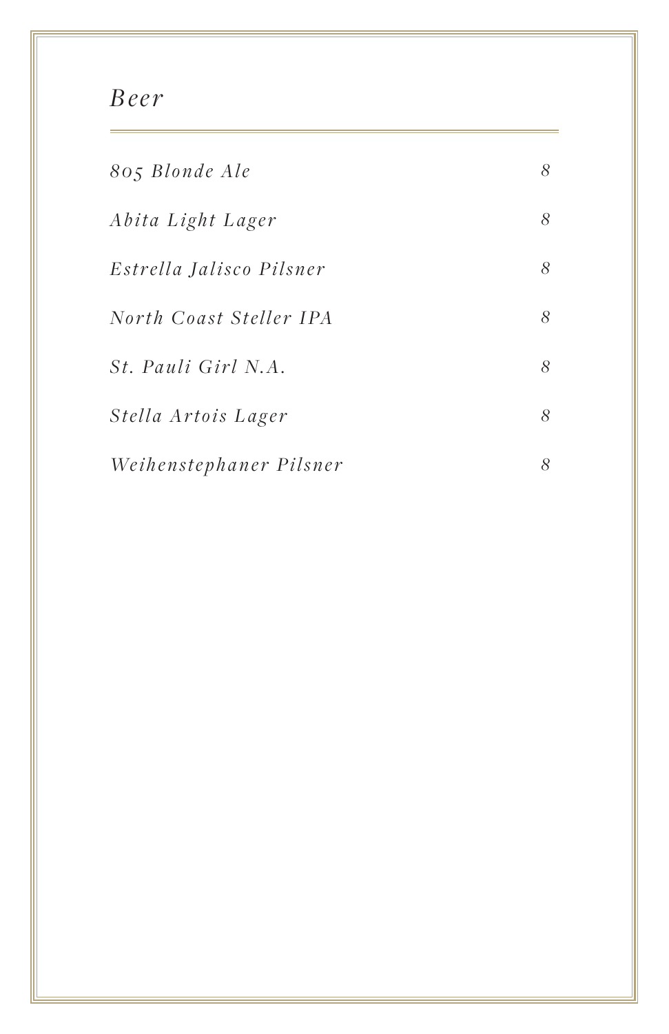## *Beer*

| | |
|---|---|
| *805 Blonde Ale* | *8* |
| *Abita Light Lager* | *8* |
| *Estrella Jalisco Pilsner* | *8* |
| *North Coast Steller IPA* | *8* |
| *St. Pauli Girl N.A.* | *8* |
| *Stella Artois Lager* | *8* |
| *Weihenstephaner Pilsner* | *8* |